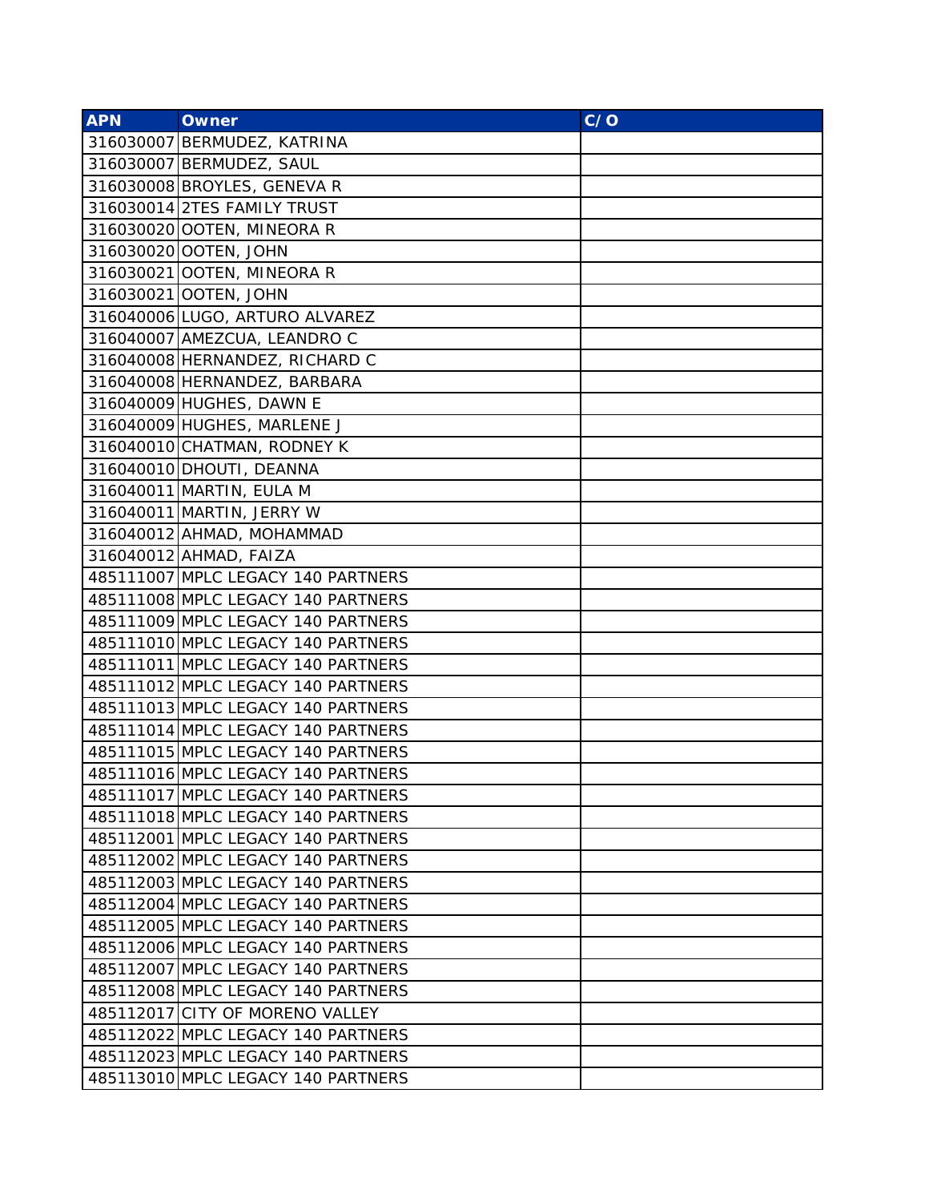| APN | Owner | C/O |
| --- | --- | --- |
| 316030007 | BERMUDEZ, KATRINA | |
| 316030007 | BERMUDEZ, SAUL | |
| 316030008 | BROYLES, GENEVA R | |
| 316030014 | 2TES FAMILY TRUST | |
| 316030020 | OOTEN, MINEORA R | |
| 316030020 | OOTEN, JOHN | |
| 316030021 | OOTEN, MINEORA R | |
| 316030021 | OOTEN, JOHN | |
| 316040006 | LUGO, ARTURO ALVAREZ | |
| 316040007 | AMEZCUA, LEANDRO C | |
| 316040008 | HERNANDEZ, RICHARD C | |
| 316040008 | HERNANDEZ, BARBARA | |
| 316040009 | HUGHES, DAWN E | |
| 316040009 | HUGHES, MARLENE J | |
| 316040010 | CHATMAN, RODNEY K | |
| 316040010 | DHOUTI, DEANNA | |
| 316040011 | MARTIN, EULA M | |
| 316040011 | MARTIN, JERRY W | |
| 316040012 | AHMAD, MOHAMMAD | |
| 316040012 | AHMAD, FAIZA | |
| 485111007 | MPLC LEGACY 140 PARTNERS | |
| 485111008 | MPLC LEGACY 140 PARTNERS | |
| 485111009 | MPLC LEGACY 140 PARTNERS | |
| 485111010 | MPLC LEGACY 140 PARTNERS | |
| 485111011 | MPLC LEGACY 140 PARTNERS | |
| 485111012 | MPLC LEGACY 140 PARTNERS | |
| 485111013 | MPLC LEGACY 140 PARTNERS | |
| 485111014 | MPLC LEGACY 140 PARTNERS | |
| 485111015 | MPLC LEGACY 140 PARTNERS | |
| 485111016 | MPLC LEGACY 140 PARTNERS | |
| 485111017 | MPLC LEGACY 140 PARTNERS | |
| 485111018 | MPLC LEGACY 140 PARTNERS | |
| 485112001 | MPLC LEGACY 140 PARTNERS | |
| 485112002 | MPLC LEGACY 140 PARTNERS | |
| 485112003 | MPLC LEGACY 140 PARTNERS | |
| 485112004 | MPLC LEGACY 140 PARTNERS | |
| 485112005 | MPLC LEGACY 140 PARTNERS | |
| 485112006 | MPLC LEGACY 140 PARTNERS | |
| 485112007 | MPLC LEGACY 140 PARTNERS | |
| 485112008 | MPLC LEGACY 140 PARTNERS | |
| 485112017 | CITY OF MORENO VALLEY | |
| 485112022 | MPLC LEGACY 140 PARTNERS | |
| 485112023 | MPLC LEGACY 140 PARTNERS | |
| 485113010 | MPLC LEGACY 140 PARTNERS | |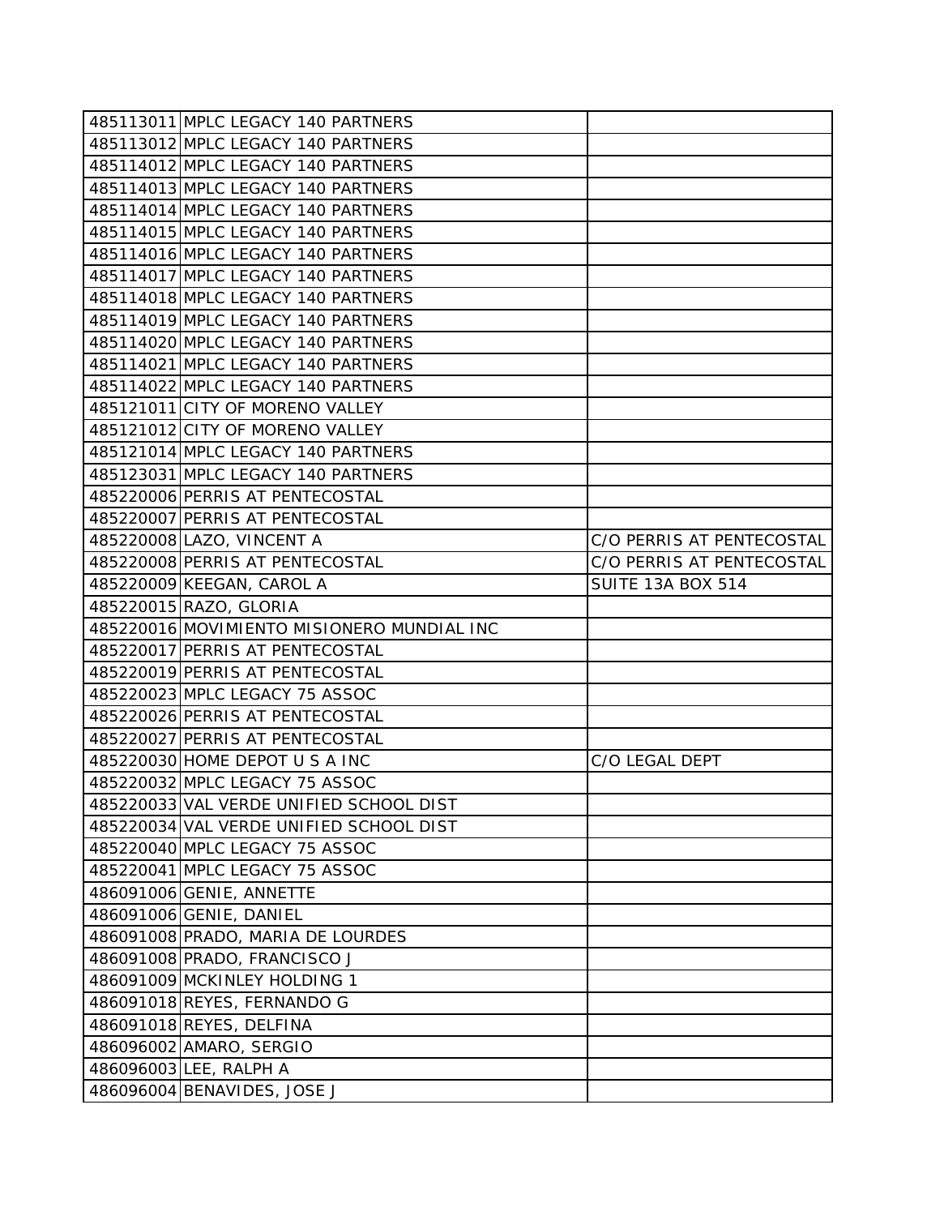| | | |
|---|---|---|
| 485113011 | MPLC LEGACY 140 PARTNERS | |
| 485113012 | MPLC LEGACY 140 PARTNERS | |
| 485114012 | MPLC LEGACY 140 PARTNERS | |
| 485114013 | MPLC LEGACY 140 PARTNERS | |
| 485114014 | MPLC LEGACY 140 PARTNERS | |
| 485114015 | MPLC LEGACY 140 PARTNERS | |
| 485114016 | MPLC LEGACY 140 PARTNERS | |
| 485114017 | MPLC LEGACY 140 PARTNERS | |
| 485114018 | MPLC LEGACY 140 PARTNERS | |
| 485114019 | MPLC LEGACY 140 PARTNERS | |
| 485114020 | MPLC LEGACY 140 PARTNERS | |
| 485114021 | MPLC LEGACY 140 PARTNERS | |
| 485114022 | MPLC LEGACY 140 PARTNERS | |
| 485121011 | CITY OF MORENO VALLEY | |
| 485121012 | CITY OF MORENO VALLEY | |
| 485121014 | MPLC LEGACY 140 PARTNERS | |
| 485123031 | MPLC LEGACY 140 PARTNERS | |
| 485220006 | PERRIS AT PENTECOSTAL | |
| 485220007 | PERRIS AT PENTECOSTAL | |
| 485220008 | LAZO, VINCENT A | C/O PERRIS AT PENTECOSTAL |
| 485220008 | PERRIS AT PENTECOSTAL | C/O PERRIS AT PENTECOSTAL |
| 485220009 | KEEGAN, CAROL A | SUITE 13A BOX 514 |
| 485220015 | RAZO, GLORIA | |
| 485220016 | MOVIMIENTO MISIONERO MUNDIAL INC | |
| 485220017 | PERRIS AT PENTECOSTAL | |
| 485220019 | PERRIS AT PENTECOSTAL | |
| 485220023 | MPLC LEGACY 75 ASSOC | |
| 485220026 | PERRIS AT PENTECOSTAL | |
| 485220027 | PERRIS AT PENTECOSTAL | |
| 485220030 | HOME DEPOT U S A INC | C/O LEGAL DEPT |
| 485220032 | MPLC LEGACY 75 ASSOC | |
| 485220033 | VAL VERDE UNIFIED SCHOOL DIST | |
| 485220034 | VAL VERDE UNIFIED SCHOOL DIST | |
| 485220040 | MPLC LEGACY 75 ASSOC | |
| 485220041 | MPLC LEGACY 75 ASSOC | |
| 486091006 | GENIE, ANNETTE | |
| 486091006 | GENIE, DANIEL | |
| 486091008 | PRADO, MARIA DE LOURDES | |
| 486091008 | PRADO, FRANCISCO J | |
| 486091009 | MCKINLEY HOLDING 1 | |
| 486091018 | REYES, FERNANDO G | |
| 486091018 | REYES, DELFINA | |
| 486096002 | AMARO, SERGIO | |
| 486096003 | LEE, RALPH A | |
| 486096004 | BENAVIDES, JOSE J | |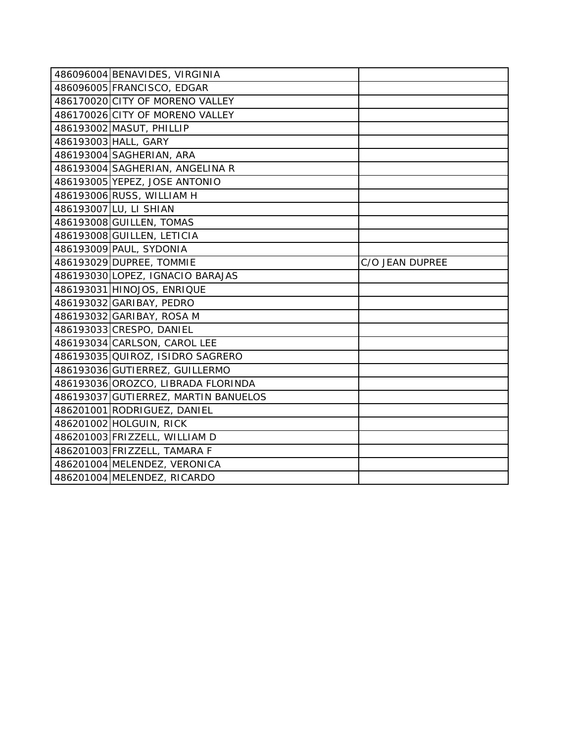| | | |
|---|---|---|
| 486096004 | BENAVIDES, VIRGINIA | |
| 486096005 | FRANCISCO, EDGAR | |
| 486170020 | CITY OF MORENO VALLEY | |
| 486170026 | CITY OF MORENO VALLEY | |
| 486193002 | MASUT, PHILLIP | |
| 486193003 | HALL, GARY | |
| 486193004 | SAGHERIAN, ARA | |
| 486193004 | SAGHERIAN, ANGELINA R | |
| 486193005 | YEPEZ, JOSE ANTONIO | |
| 486193006 | RUSS, WILLIAM H | |
| 486193007 | LU, LI SHIAN | |
| 486193008 | GUILLEN, TOMAS | |
| 486193008 | GUILLEN, LETICIA | |
| 486193009 | PAUL, SYDONIA | |
| 486193029 | DUPREE, TOMMIE | C/O JEAN DUPREE |
| 486193030 | LOPEZ, IGNACIO BARAJAS | |
| 486193031 | HINOJOS, ENRIQUE | |
| 486193032 | GARIBAY, PEDRO | |
| 486193032 | GARIBAY, ROSA M | |
| 486193033 | CRESPO, DANIEL | |
| 486193034 | CARLSON, CAROL LEE | |
| 486193035 | QUIROZ, ISIDRO SAGRERO | |
| 486193036 | GUTIERREZ, GUILLERMO | |
| 486193036 | OROZCO, LIBRADA FLORINDA | |
| 486193037 | GUTIERREZ, MARTIN BANUELOS | |
| 486201001 | RODRIGUEZ, DANIEL | |
| 486201002 | HOLGUIN, RICK | |
| 486201003 | FRIZZELL, WILLIAM D | |
| 486201003 | FRIZZELL, TAMARA F | |
| 486201004 | MELENDEZ, VERONICA | |
| 486201004 | MELENDEZ, RICARDO | |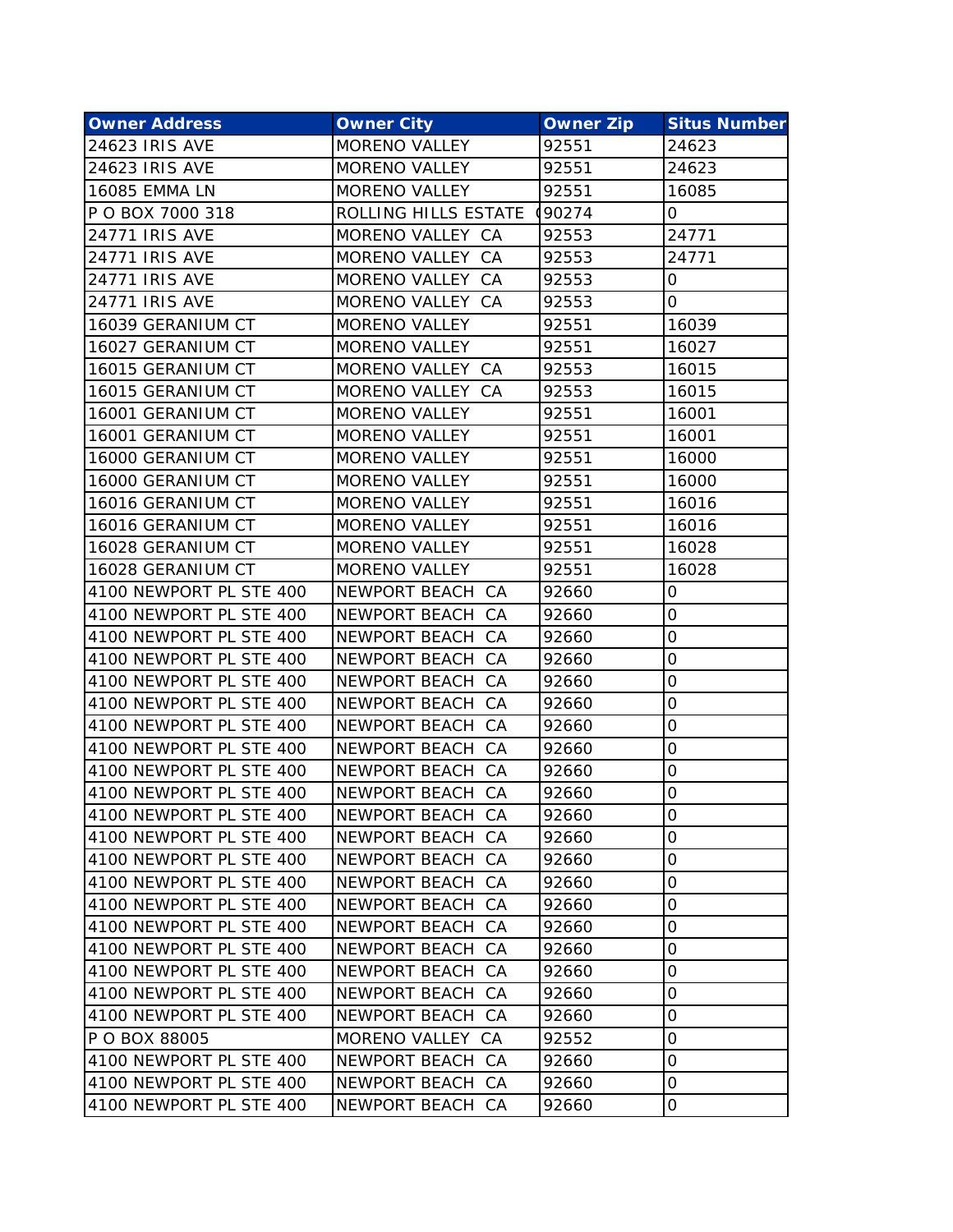| Owner Address | Owner City | Owner Zip | Situs Number |
|---|---|---|---|
| 24623 IRIS AVE | MORENO VALLEY | 92551 | 24623 |
| 24623 IRIS AVE | MORENO VALLEY | 92551 | 24623 |
| 16085 EMMA LN | MORENO VALLEY | 92551 | 16085 |
| P O BOX 7000 318 | ROLLING HILLS ESTATE | 90274 | 0 |
| 24771 IRIS AVE | MORENO VALLEY CA | 92553 | 24771 |
| 24771 IRIS AVE | MORENO VALLEY CA | 92553 | 24771 |
| 24771 IRIS AVE | MORENO VALLEY CA | 92553 | 0 |
| 24771 IRIS AVE | MORENO VALLEY CA | 92553 | 0 |
| 16039 GERANIUM CT | MORENO VALLEY | 92551 | 16039 |
| 16027 GERANIUM CT | MORENO VALLEY | 92551 | 16027 |
| 16015 GERANIUM CT | MORENO VALLEY CA | 92553 | 16015 |
| 16015 GERANIUM CT | MORENO VALLEY CA | 92553 | 16015 |
| 16001 GERANIUM CT | MORENO VALLEY | 92551 | 16001 |
| 16001 GERANIUM CT | MORENO VALLEY | 92551 | 16001 |
| 16000 GERANIUM CT | MORENO VALLEY | 92551 | 16000 |
| 16000 GERANIUM CT | MORENO VALLEY | 92551 | 16000 |
| 16016 GERANIUM CT | MORENO VALLEY | 92551 | 16016 |
| 16016 GERANIUM CT | MORENO VALLEY | 92551 | 16016 |
| 16028 GERANIUM CT | MORENO VALLEY | 92551 | 16028 |
| 16028 GERANIUM CT | MORENO VALLEY | 92551 | 16028 |
| 4100 NEWPORT PL STE 400 | NEWPORT BEACH CA | 92660 | 0 |
| 4100 NEWPORT PL STE 400 | NEWPORT BEACH CA | 92660 | 0 |
| 4100 NEWPORT PL STE 400 | NEWPORT BEACH CA | 92660 | 0 |
| 4100 NEWPORT PL STE 400 | NEWPORT BEACH CA | 92660 | 0 |
| 4100 NEWPORT PL STE 400 | NEWPORT BEACH CA | 92660 | 0 |
| 4100 NEWPORT PL STE 400 | NEWPORT BEACH CA | 92660 | 0 |
| 4100 NEWPORT PL STE 400 | NEWPORT BEACH CA | 92660 | 0 |
| 4100 NEWPORT PL STE 400 | NEWPORT BEACH CA | 92660 | 0 |
| 4100 NEWPORT PL STE 400 | NEWPORT BEACH CA | 92660 | 0 |
| 4100 NEWPORT PL STE 400 | NEWPORT BEACH CA | 92660 | 0 |
| 4100 NEWPORT PL STE 400 | NEWPORT BEACH CA | 92660 | 0 |
| 4100 NEWPORT PL STE 400 | NEWPORT BEACH CA | 92660 | 0 |
| 4100 NEWPORT PL STE 400 | NEWPORT BEACH CA | 92660 | 0 |
| 4100 NEWPORT PL STE 400 | NEWPORT BEACH CA | 92660 | 0 |
| 4100 NEWPORT PL STE 400 | NEWPORT BEACH CA | 92660 | 0 |
| 4100 NEWPORT PL STE 400 | NEWPORT BEACH CA | 92660 | 0 |
| 4100 NEWPORT PL STE 400 | NEWPORT BEACH CA | 92660 | 0 |
| 4100 NEWPORT PL STE 400 | NEWPORT BEACH CA | 92660 | 0 |
| 4100 NEWPORT PL STE 400 | NEWPORT BEACH CA | 92660 | 0 |
| 4100 NEWPORT PL STE 400 | NEWPORT BEACH CA | 92660 | 0 |
| P O BOX 88005 | MORENO VALLEY CA | 92552 | 0 |
| 4100 NEWPORT PL STE 400 | NEWPORT BEACH CA | 92660 | 0 |
| 4100 NEWPORT PL STE 400 | NEWPORT BEACH CA | 92660 | 0 |
| 4100 NEWPORT PL STE 400 | NEWPORT BEACH CA | 92660 | 0 |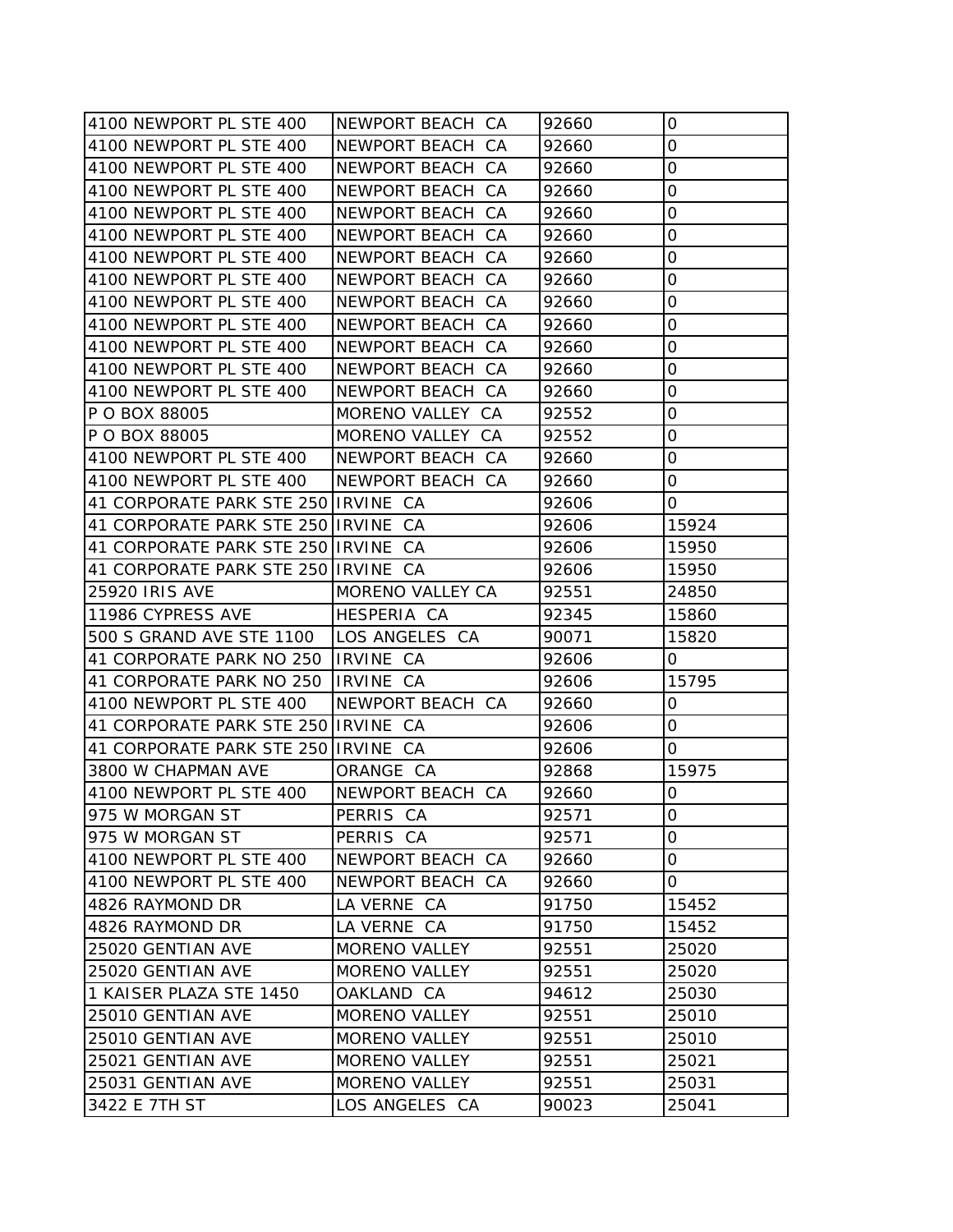| 4100 NEWPORT PL STE 400 | NEWPORT BEACH CA | 92660 | 0 |
|---|---|---|---|
| 4100 NEWPORT PL STE 400 | NEWPORT BEACH CA | 92660 | 0 |
| 4100 NEWPORT PL STE 400 | NEWPORT BEACH CA | 92660 | 0 |
| 4100 NEWPORT PL STE 400 | NEWPORT BEACH CA | 92660 | 0 |
| 4100 NEWPORT PL STE 400 | NEWPORT BEACH CA | 92660 | 0 |
| 4100 NEWPORT PL STE 400 | NEWPORT BEACH CA | 92660 | 0 |
| 4100 NEWPORT PL STE 400 | NEWPORT BEACH CA | 92660 | 0 |
| 4100 NEWPORT PL STE 400 | NEWPORT BEACH CA | 92660 | 0 |
| 4100 NEWPORT PL STE 400 | NEWPORT BEACH CA | 92660 | 0 |
| 4100 NEWPORT PL STE 400 | NEWPORT BEACH CA | 92660 | 0 |
| 4100 NEWPORT PL STE 400 | NEWPORT BEACH CA | 92660 | 0 |
| 4100 NEWPORT PL STE 400 | NEWPORT BEACH CA | 92660 | 0 |
| 4100 NEWPORT PL STE 400 | NEWPORT BEACH CA | 92660 | 0 |
| P O BOX 88005 | MORENO VALLEY CA | 92552 | 0 |
| P O BOX 88005 | MORENO VALLEY CA | 92552 | 0 |
| 4100 NEWPORT PL STE 400 | NEWPORT BEACH CA | 92660 | 0 |
| 4100 NEWPORT PL STE 400 | NEWPORT BEACH CA | 92660 | 0 |
| 41 CORPORATE PARK STE 250 | IRVINE CA | 92606 | 0 |
| 41 CORPORATE PARK STE 250 | IRVINE CA | 92606 | 15924 |
| 41 CORPORATE PARK STE 250 | IRVINE CA | 92606 | 15950 |
| 41 CORPORATE PARK STE 250 | IRVINE CA | 92606 | 15950 |
| 25920 IRIS AVE | MORENO VALLEY CA | 92551 | 24850 |
| 11986 CYPRESS AVE | HESPERIA CA | 92345 | 15860 |
| 500 S GRAND AVE STE 1100 | LOS ANGELES CA | 90071 | 15820 |
| 41 CORPORATE PARK NO 250 | IRVINE CA | 92606 | 0 |
| 41 CORPORATE PARK NO 250 | IRVINE CA | 92606 | 15795 |
| 4100 NEWPORT PL STE 400 | NEWPORT BEACH CA | 92660 | 0 |
| 41 CORPORATE PARK STE 250 | IRVINE CA | 92606 | 0 |
| 41 CORPORATE PARK STE 250 | IRVINE CA | 92606 | 0 |
| 3800 W CHAPMAN AVE | ORANGE CA | 92868 | 15975 |
| 4100 NEWPORT PL STE 400 | NEWPORT BEACH CA | 92660 | 0 |
| 975 W MORGAN ST | PERRIS CA | 92571 | 0 |
| 975 W MORGAN ST | PERRIS CA | 92571 | 0 |
| 4100 NEWPORT PL STE 400 | NEWPORT BEACH CA | 92660 | 0 |
| 4100 NEWPORT PL STE 400 | NEWPORT BEACH CA | 92660 | 0 |
| 4826 RAYMOND DR | LA VERNE CA | 91750 | 15452 |
| 4826 RAYMOND DR | LA VERNE CA | 91750 | 15452 |
| 25020 GENTIAN AVE | MORENO VALLEY | 92551 | 25020 |
| 25020 GENTIAN AVE | MORENO VALLEY | 92551 | 25020 |
| 1 KAISER PLAZA STE 1450 | OAKLAND CA | 94612 | 25030 |
| 25010 GENTIAN AVE | MORENO VALLEY | 92551 | 25010 |
| 25010 GENTIAN AVE | MORENO VALLEY | 92551 | 25010 |
| 25021 GENTIAN AVE | MORENO VALLEY | 92551 | 25021 |
| 25031 GENTIAN AVE | MORENO VALLEY | 92551 | 25031 |
| 3422 E 7TH ST | LOS ANGELES CA | 90023 | 25041 |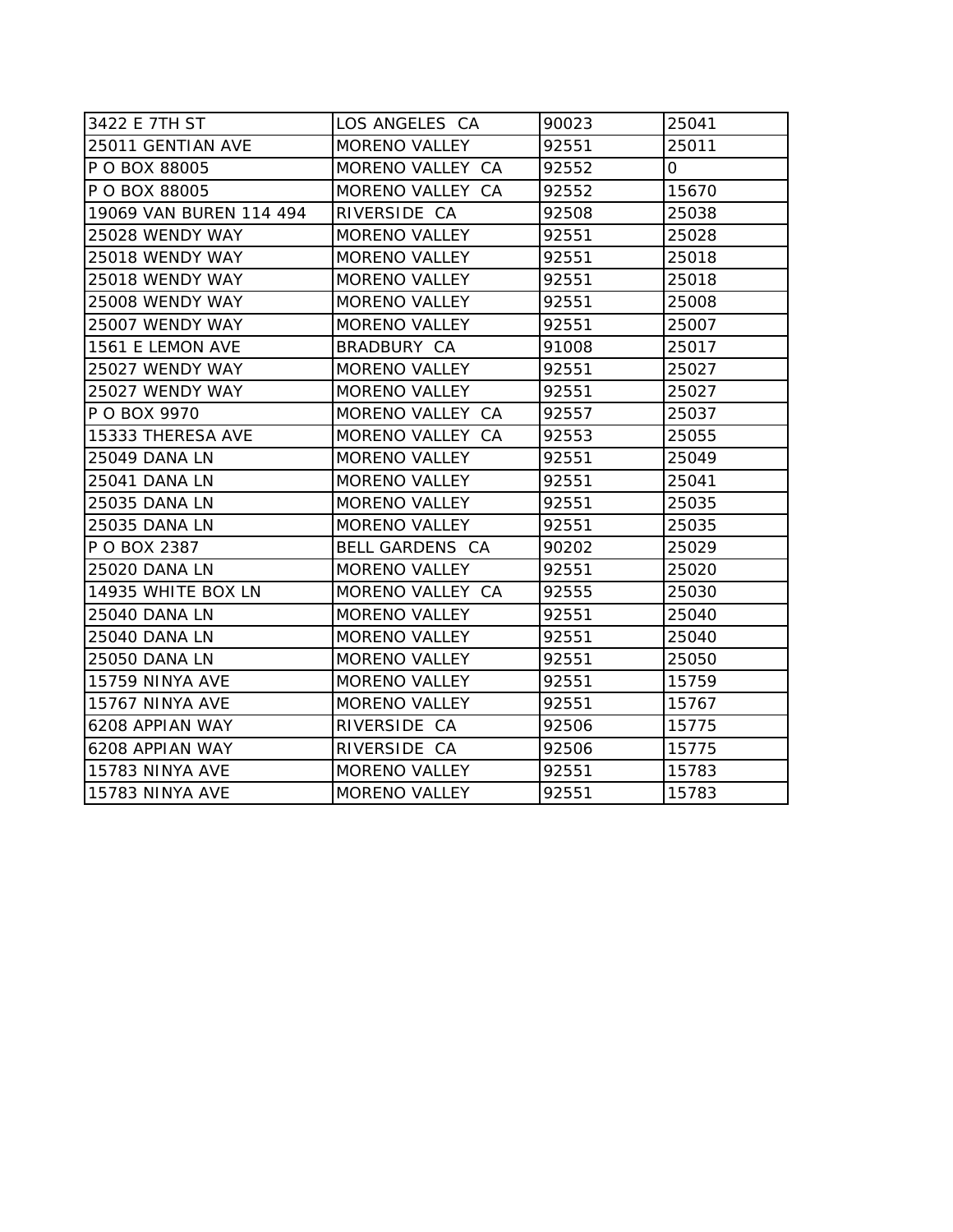| 3422 E 7TH ST | LOS ANGELES CA | 90023 | 25041 |
|---|---|---|---|
| 25011 GENTIAN AVE | MORENO VALLEY | 92551 | 25011 |
| P O BOX 88005 | MORENO VALLEY CA | 92552 | 0 |
| P O BOX 88005 | MORENO VALLEY CA | 92552 | 15670 |
| 19069 VAN BUREN 114 494 | RIVERSIDE CA | 92508 | 25038 |
| 25028 WENDY WAY | MORENO VALLEY | 92551 | 25028 |
| 25018 WENDY WAY | MORENO VALLEY | 92551 | 25018 |
| 25018 WENDY WAY | MORENO VALLEY | 92551 | 25018 |
| 25008 WENDY WAY | MORENO VALLEY | 92551 | 25008 |
| 25007 WENDY WAY | MORENO VALLEY | 92551 | 25007 |
| 1561 E LEMON AVE | BRADBURY CA | 91008 | 25017 |
| 25027 WENDY WAY | MORENO VALLEY | 92551 | 25027 |
| 25027 WENDY WAY | MORENO VALLEY | 92551 | 25027 |
| P O BOX 9970 | MORENO VALLEY CA | 92557 | 25037 |
| 15333 THERESA AVE | MORENO VALLEY CA | 92553 | 25055 |
| 25049 DANA LN | MORENO VALLEY | 92551 | 25049 |
| 25041 DANA LN | MORENO VALLEY | 92551 | 25041 |
| 25035 DANA LN | MORENO VALLEY | 92551 | 25035 |
| 25035 DANA LN | MORENO VALLEY | 92551 | 25035 |
| P O BOX 2387 | BELL GARDENS CA | 90202 | 25029 |
| 25020 DANA LN | MORENO VALLEY | 92551 | 25020 |
| 14935 WHITE BOX LN | MORENO VALLEY CA | 92555 | 25030 |
| 25040 DANA LN | MORENO VALLEY | 92551 | 25040 |
| 25040 DANA LN | MORENO VALLEY | 92551 | 25040 |
| 25050 DANA LN | MORENO VALLEY | 92551 | 25050 |
| 15759 NINYA AVE | MORENO VALLEY | 92551 | 15759 |
| 15767 NINYA AVE | MORENO VALLEY | 92551 | 15767 |
| 6208 APPIAN WAY | RIVERSIDE CA | 92506 | 15775 |
| 6208 APPIAN WAY | RIVERSIDE CA | 92506 | 15775 |
| 15783 NINYA AVE | MORENO VALLEY | 92551 | 15783 |
| 15783 NINYA AVE | MORENO VALLEY | 92551 | 15783 |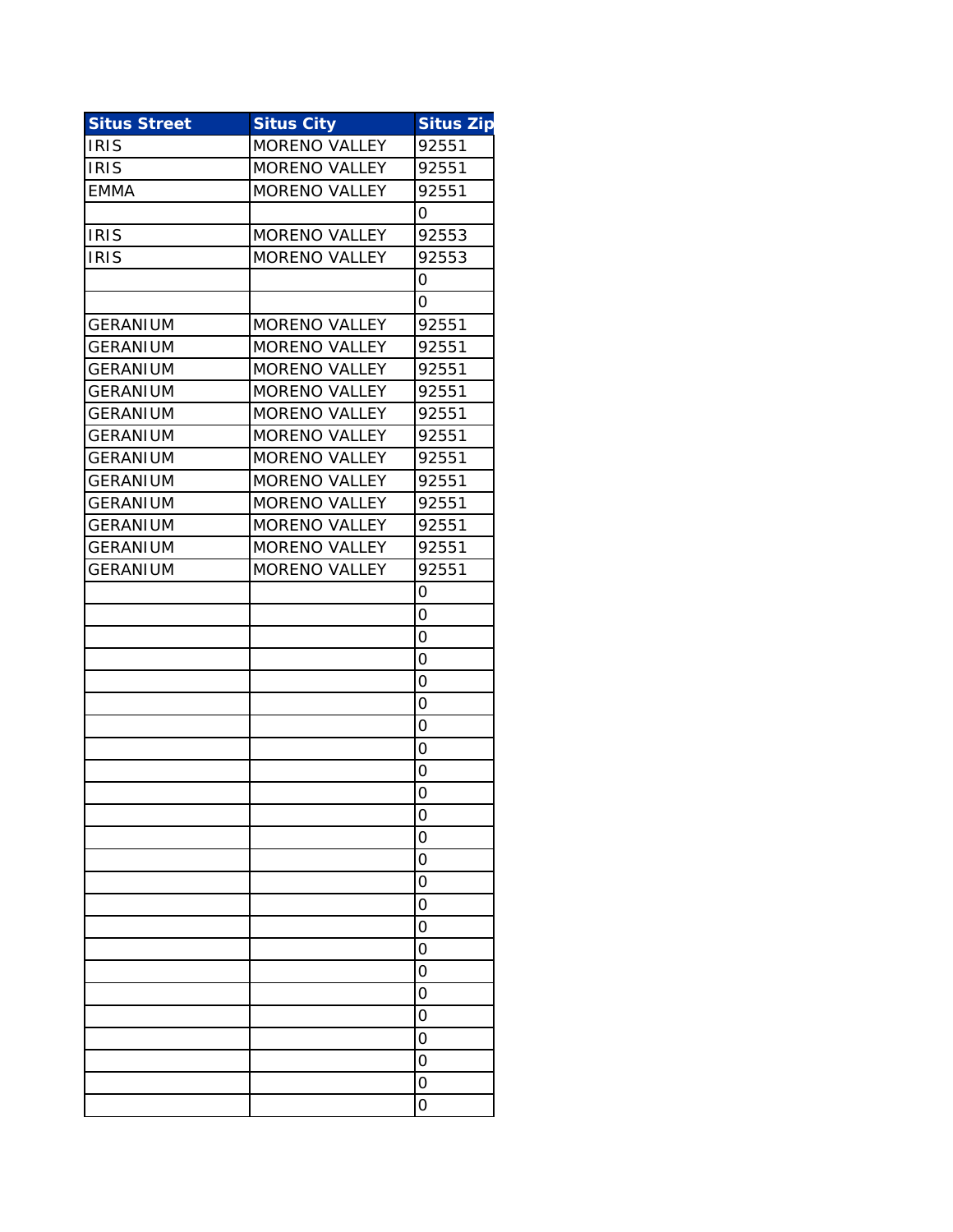| Situs Street | Situs City | Situs Zip |
|---|---|---|
| IRIS | MORENO VALLEY | 92551 |
| IRIS | MORENO VALLEY | 92551 |
| EMMA | MORENO VALLEY | 92551 |
| | | 0 |
| IRIS | MORENO VALLEY | 92553 |
| IRIS | MORENO VALLEY | 92553 |
| | | 0 |
| | | 0 |
| GERANIUM | MORENO VALLEY | 92551 |
| GERANIUM | MORENO VALLEY | 92551 |
| GERANIUM | MORENO VALLEY | 92551 |
| GERANIUM | MORENO VALLEY | 92551 |
| GERANIUM | MORENO VALLEY | 92551 |
| GERANIUM | MORENO VALLEY | 92551 |
| GERANIUM | MORENO VALLEY | 92551 |
| GERANIUM | MORENO VALLEY | 92551 |
| GERANIUM | MORENO VALLEY | 92551 |
| GERANIUM | MORENO VALLEY | 92551 |
| GERANIUM | MORENO VALLEY | 92551 |
| GERANIUM | MORENO VALLEY | 92551 |
| | | 0 |
| | | 0 |
| | | 0 |
| | | 0 |
| | | 0 |
| | | 0 |
| | | 0 |
| | | 0 |
| | | 0 |
| | | 0 |
| | | 0 |
| | | 0 |
| | | 0 |
| | | 0 |
| | | 0 |
| | | 0 |
| | | 0 |
| | | 0 |
| | | 0 |
| | | 0 |
| | | 0 |
| | | 0 |
| | | 0 |
| | | 0 |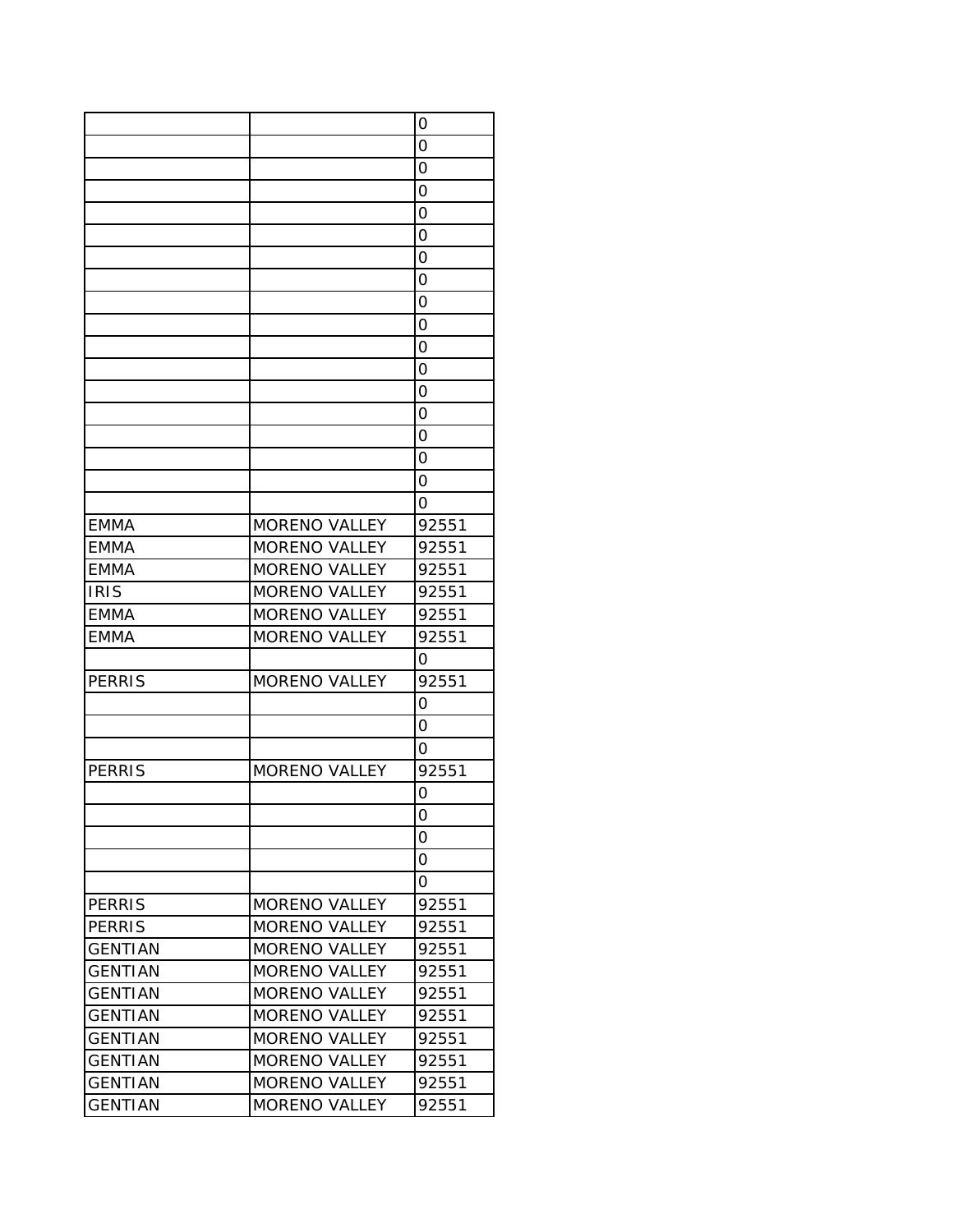| | | |
|---|---|---|
| | | 0 |
| | | 0 |
| | | 0 |
| | | 0 |
| | | 0 |
| | | 0 |
| | | 0 |
| | | 0 |
| | | 0 |
| | | 0 |
| | | 0 |
| | | 0 |
| | | 0 |
| | | 0 |
| | | 0 |
| | | 0 |
| | | 0 |
| | | 0 |
| EMMA | MORENO VALLEY | 92551 |
| EMMA | MORENO VALLEY | 92551 |
| EMMA | MORENO VALLEY | 92551 |
| IRIS | MORENO VALLEY | 92551 |
| EMMA | MORENO VALLEY | 92551 |
| EMMA | MORENO VALLEY | 92551 |
| | | 0 |
| PERRIS | MORENO VALLEY | 92551 |
| | | 0 |
| | | 0 |
| | | 0 |
| PERRIS | MORENO VALLEY | 92551 |
| | | 0 |
| | | 0 |
| | | 0 |
| | | 0 |
| | | 0 |
| PERRIS | MORENO VALLEY | 92551 |
| PERRIS | MORENO VALLEY | 92551 |
| GENTIAN | MORENO VALLEY | 92551 |
| GENTIAN | MORENO VALLEY | 92551 |
| GENTIAN | MORENO VALLEY | 92551 |
| GENTIAN | MORENO VALLEY | 92551 |
| GENTIAN | MORENO VALLEY | 92551 |
| GENTIAN | MORENO VALLEY | 92551 |
| GENTIAN | MORENO VALLEY | 92551 |
| GENTIAN | MORENO VALLEY | 92551 |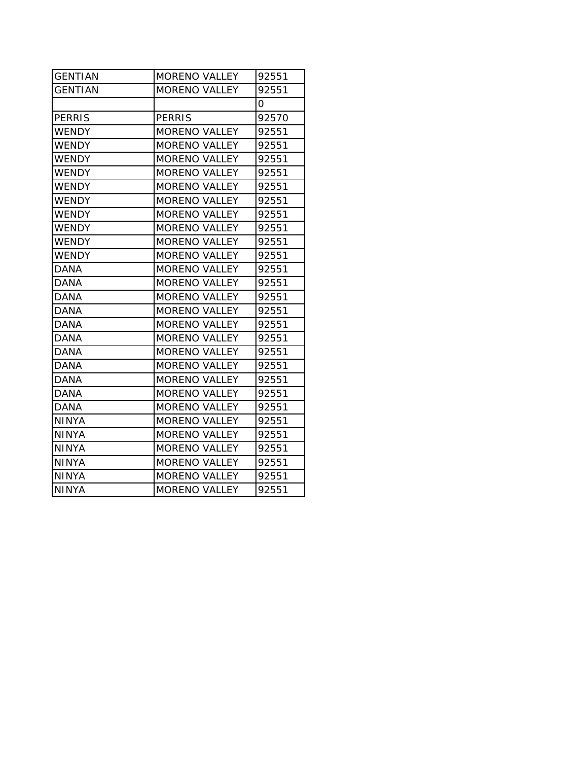| | | |
|---|---|---|
| GENTIAN | MORENO VALLEY | 92551 |
| GENTIAN | MORENO VALLEY | 92551 |
| | | 0 |
| PERRIS | PERRIS | 92570 |
| WENDY | MORENO VALLEY | 92551 |
| WENDY | MORENO VALLEY | 92551 |
| WENDY | MORENO VALLEY | 92551 |
| WENDY | MORENO VALLEY | 92551 |
| WENDY | MORENO VALLEY | 92551 |
| WENDY | MORENO VALLEY | 92551 |
| WENDY | MORENO VALLEY | 92551 |
| WENDY | MORENO VALLEY | 92551 |
| WENDY | MORENO VALLEY | 92551 |
| WENDY | MORENO VALLEY | 92551 |
| DANA | MORENO VALLEY | 92551 |
| DANA | MORENO VALLEY | 92551 |
| DANA | MORENO VALLEY | 92551 |
| DANA | MORENO VALLEY | 92551 |
| DANA | MORENO VALLEY | 92551 |
| DANA | MORENO VALLEY | 92551 |
| DANA | MORENO VALLEY | 92551 |
| DANA | MORENO VALLEY | 92551 |
| DANA | MORENO VALLEY | 92551 |
| DANA | MORENO VALLEY | 92551 |
| DANA | MORENO VALLEY | 92551 |
| NINYA | MORENO VALLEY | 92551 |
| NINYA | MORENO VALLEY | 92551 |
| NINYA | MORENO VALLEY | 92551 |
| NINYA | MORENO VALLEY | 92551 |
| NINYA | MORENO VALLEY | 92551 |
| NINYA | MORENO VALLEY | 92551 |